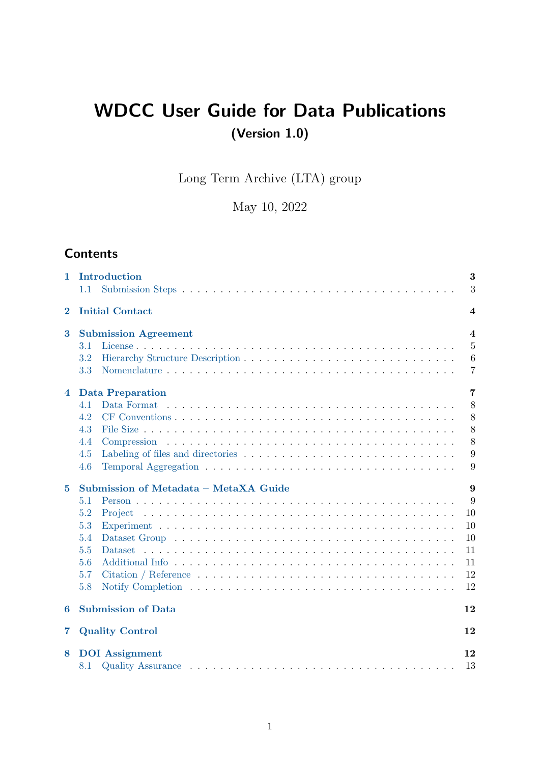# WDCC User Guide for Data Publications

**(Version 1.0)**

Long Term Archive (LTA) group

May 10, 2022

## Contents

- **1 Introduction** — 3
  - 1.1 Submission Steps — 3
- **2 Initial Contact** — 4
- **3 Submission Agreement** — 4
  - 3.1 License — 5
  - 3.2 Hierarchy Structure Description — 6
  - 3.3 Nomenclature — 7
- **4 Data Preparation** — 7
  - 4.1 Data Format — 8
  - 4.2 CF Conventions — 8
  - 4.3 File Size — 8
  - 4.4 Compression — 8
  - 4.5 Labeling of files and directories — 9
  - 4.6 Temporal Aggregation — 9
- **5 Submission of Metadata – MetaXA Guide** — 9
  - 5.1 Person — 9
  - 5.2 Project — 10
  - 5.3 Experiment — 10
  - 5.4 Dataset Group — 10
  - 5.5 Dataset — 11
  - 5.6 Additional Info — 11
  - 5.7 Citation / Reference — 12
  - 5.8 Notify Completion — 12
- **6 Submission of Data** — 12
- **7 Quality Control** — 12
- **8 DOI Assignment** — 12
  - 8.1 Quality Assurance — 13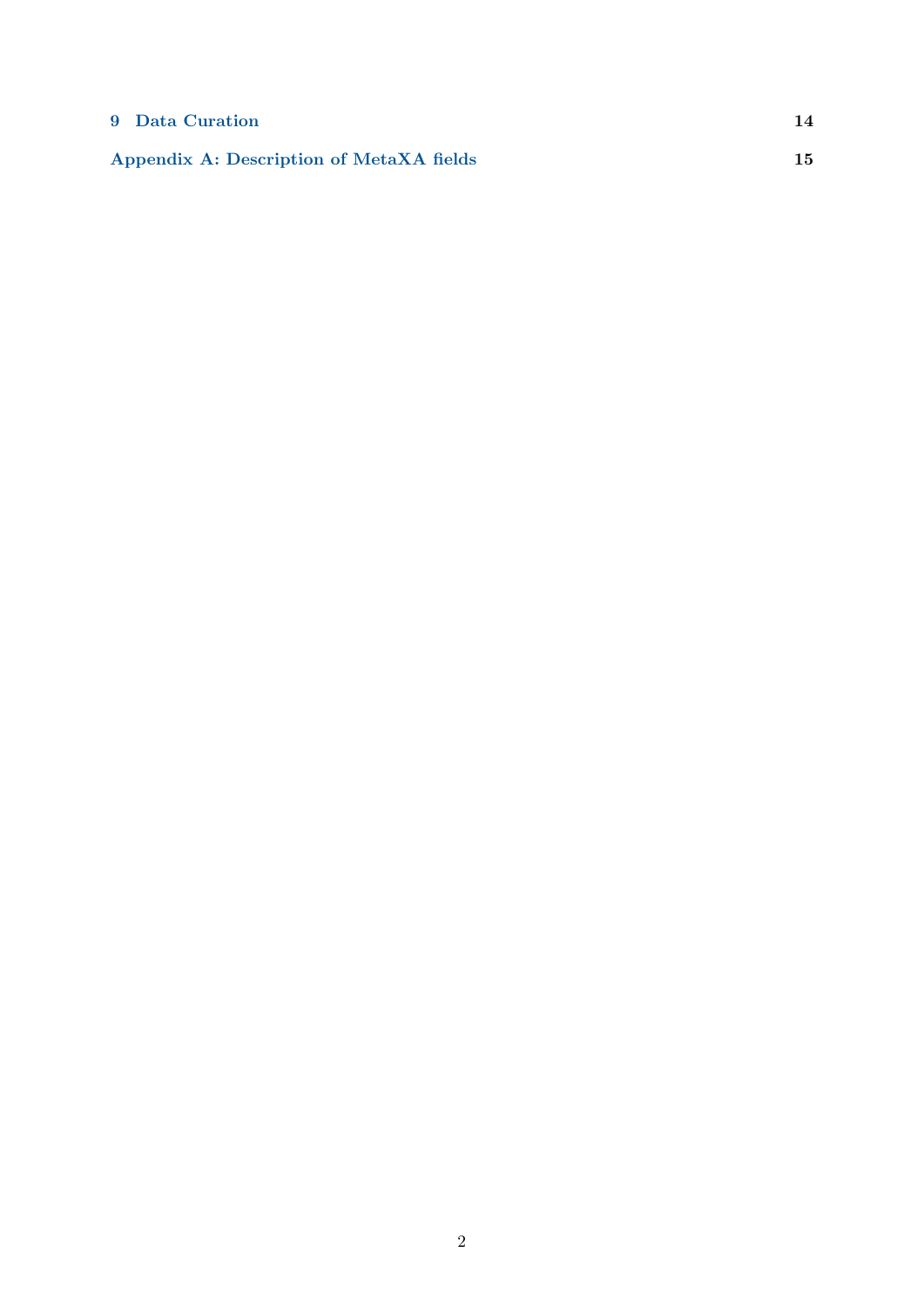| | |
|---|---|
| **9 Data Curation** | **14** |
| **Appendix A: Description of MetaXA fields** | **15** |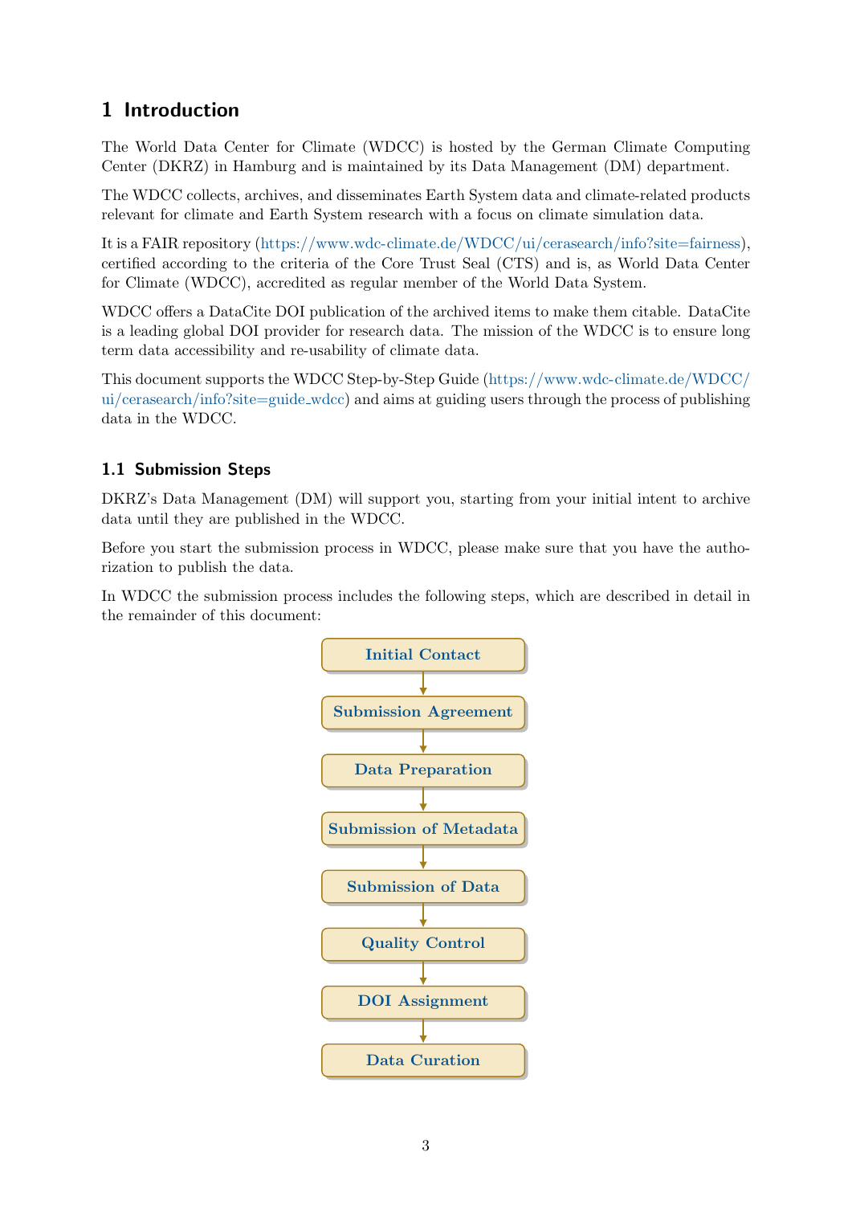# 1 Introduction

The World Data Center for Climate (WDCC) is hosted by the German Climate Computing Center (DKRZ) in Hamburg and is maintained by its Data Management (DM) department.

The WDCC collects, archives, and disseminates Earth System data and climate-related products relevant for climate and Earth System research with a focus on climate simulation data.

It is a FAIR repository (https://www.wdc-climate.de/WDCC/ui/cerasearch/info?site=fairness), certified according to the criteria of the Core Trust Seal (CTS) and is, as World Data Center for Climate (WDCC), accredited as regular member of the World Data System.

WDCC offers a DataCite DOI publication of the archived items to make them citable. DataCite is a leading global DOI provider for research data. The mission of the WDCC is to ensure long term data accessibility and re-usability of climate data.

This document supports the WDCC Step-by-Step Guide (https://www.wdc-climate.de/WDCC/ui/cerasearch/info?site=guide_wdcc) and aims at guiding users through the process of publishing data in the WDCC.

## 1.1 Submission Steps

DKRZ's Data Management (DM) will support you, starting from your initial intent to archive data until they are published in the WDCC.

Before you start the submission process in WDCC, please make sure that you have the authorization to publish the data.

In WDCC the submission process includes the following steps, which are described in detail in the remainder of this document:

1. Initial Contact
2. Submission Agreement
3. Data Preparation
4. Submission of Metadata
5. Submission of Data
6. Quality Control
7. DOI Assignment
8. Data Curation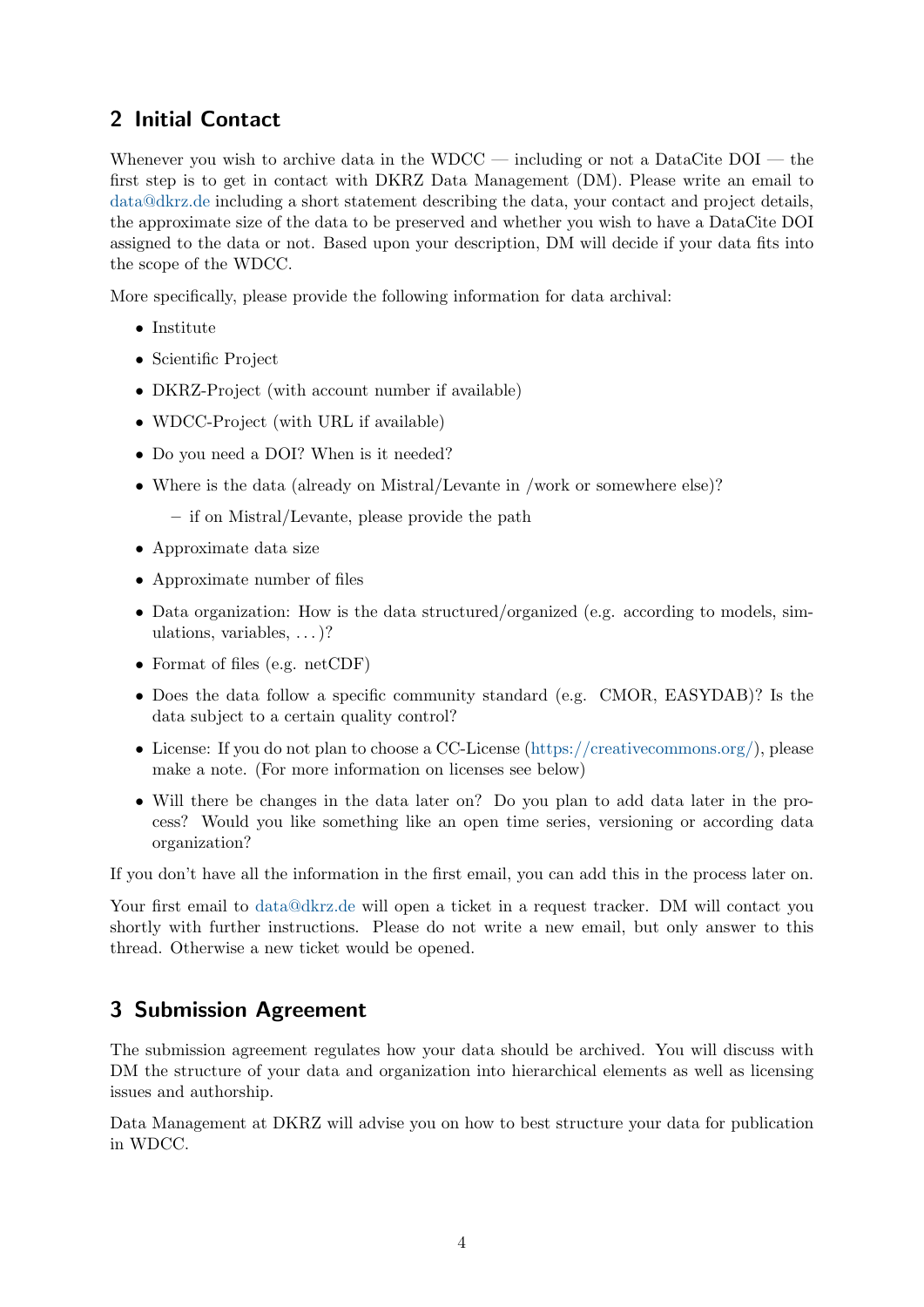## 2 Initial Contact

Whenever you wish to archive data in the WDCC — including or not a DataCite DOI — the first step is to get in contact with DKRZ Data Management (DM). Please write an email to data@dkrz.de including a short statement describing the data, your contact and project details, the approximate size of the data to be preserved and whether you wish to have a DataCite DOI assigned to the data or not. Based upon your description, DM will decide if your data fits into the scope of the WDCC.

More specifically, please provide the following information for data archival:

- Institute
- Scientific Project
- DKRZ-Project (with account number if available)
- WDCC-Project (with URL if available)
- Do you need a DOI? When is it needed?
- Where is the data (already on Mistral/Levante in /work or somewhere else)?
  - if on Mistral/Levante, please provide the path
- Approximate data size
- Approximate number of files
- Data organization: How is the data structured/organized (e.g. according to models, simulations, variables, ...)?
- Format of files (e.g. netCDF)
- Does the data follow a specific community standard (e.g. CMOR, EASYDAB)? Is the data subject to a certain quality control?
- License: If you do not plan to choose a CC-License (https://creativecommons.org/), please make a note. (For more information on licenses see below)
- Will there be changes in the data later on? Do you plan to add data later in the process? Would you like something like an open time series, versioning or according data organization?

If you don't have all the information in the first email, you can add this in the process later on.

Your first email to data@dkrz.de will open a ticket in a request tracker. DM will contact you shortly with further instructions. Please do not write a new email, but only answer to this thread. Otherwise a new ticket would be opened.

## 3 Submission Agreement

The submission agreement regulates how your data should be archived. You will discuss with DM the structure of your data and organization into hierarchical elements as well as licensing issues and authorship.

Data Management at DKRZ will advise you on how to best structure your data for publication in WDCC.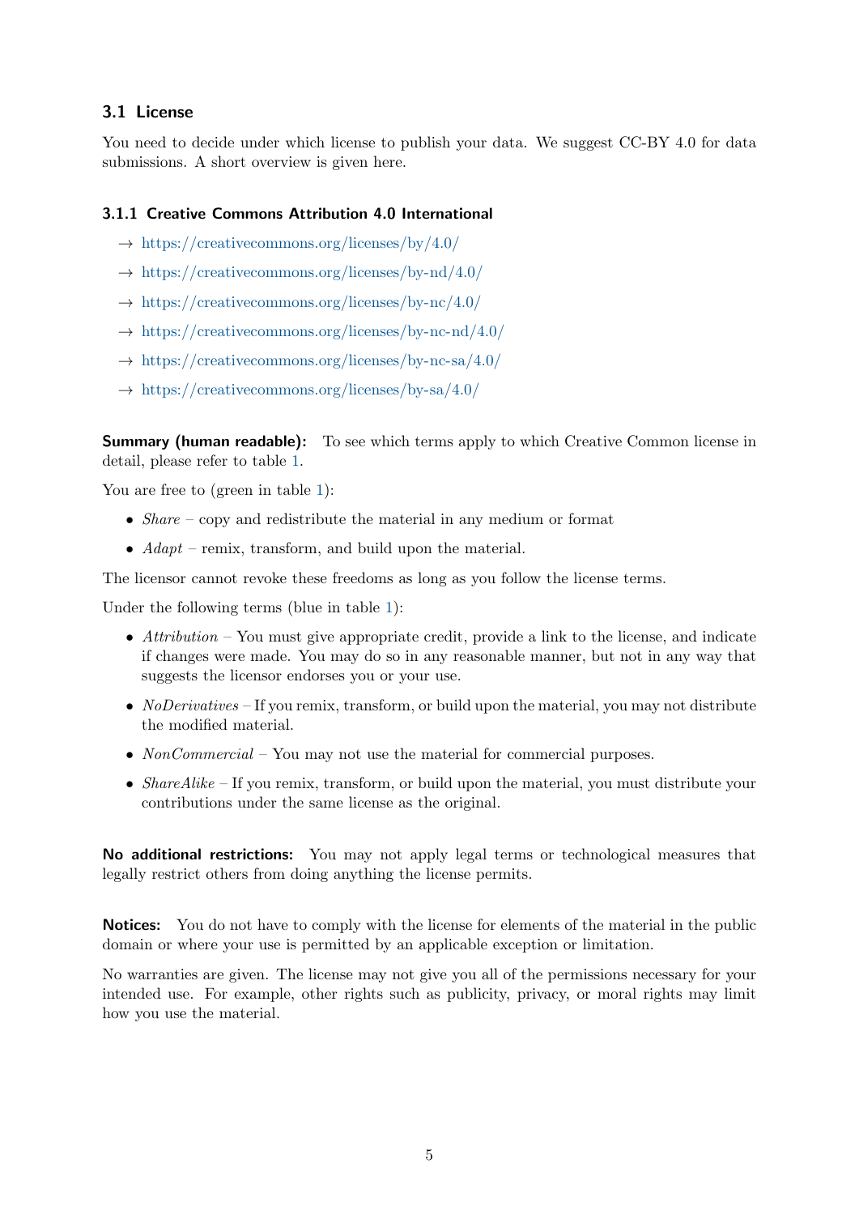### 3.1 License

You need to decide under which license to publish your data. We suggest CC-BY 4.0 for data submissions. A short overview is given here.

#### 3.1.1 Creative Commons Attribution 4.0 International

→ https://creativecommons.org/licenses/by/4.0/

→ https://creativecommons.org/licenses/by-nd/4.0/

→ https://creativecommons.org/licenses/by-nc/4.0/

→ https://creativecommons.org/licenses/by-nc-nd/4.0/

→ https://creativecommons.org/licenses/by-nc-sa/4.0/

→ https://creativecommons.org/licenses/by-sa/4.0/

**Summary (human readable):** To see which terms apply to which Creative Common license in detail, please refer to table 1.

You are free to (green in table 1):

- *Share* – copy and redistribute the material in any medium or format
- *Adapt* – remix, transform, and build upon the material.

The licensor cannot revoke these freedoms as long as you follow the license terms.

Under the following terms (blue in table 1):

- *Attribution* – You must give appropriate credit, provide a link to the license, and indicate if changes were made. You may do so in any reasonable manner, but not in any way that suggests the licensor endorses you or your use.
- *NoDerivatives* – If you remix, transform, or build upon the material, you may not distribute the modified material.
- *NonCommercial* – You may not use the material for commercial purposes.
- *ShareAlike* – If you remix, transform, or build upon the material, you must distribute your contributions under the same license as the original.

**No additional restrictions:** You may not apply legal terms or technological measures that legally restrict others from doing anything the license permits.

**Notices:** You do not have to comply with the license for elements of the material in the public domain or where your use is permitted by an applicable exception or limitation.

No warranties are given. The license may not give you all of the permissions necessary for your intended use. For example, other rights such as publicity, privacy, or moral rights may limit how you use the material.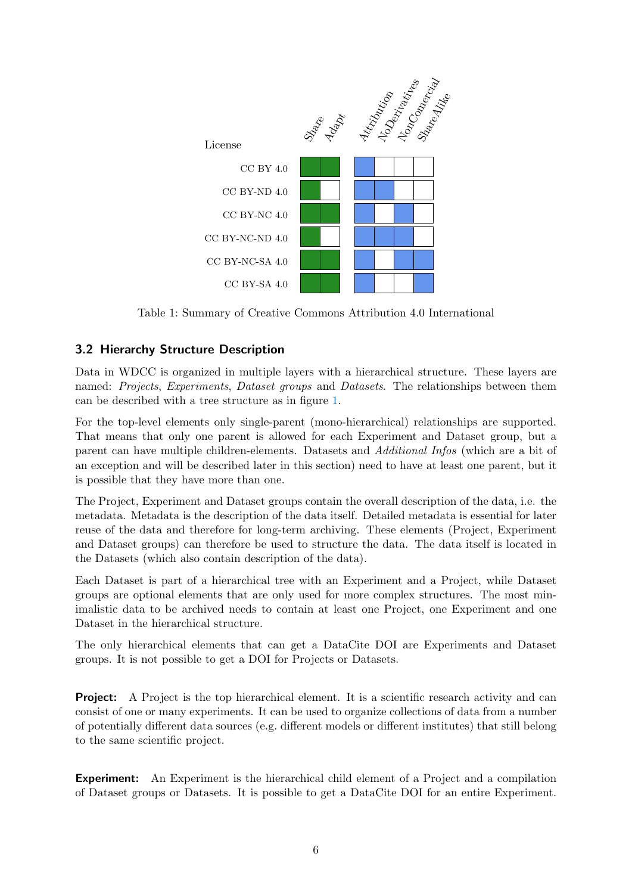| License | Share | Adapt | Attribution | NoDerivatives | NonComercial | ShareAlike |
|---|---|---|---|---|---|---|
| CC BY 4.0 | ✓ | ✓ | ✓ | | | |
| CC BY-ND 4.0 | ✓ | | ✓ | ✓ | | |
| CC BY-NC 4.0 | ✓ | ✓ | ✓ | | ✓ | |
| CC BY-NC-ND 4.0 | ✓ | | ✓ | ✓ | ✓ | |
| CC BY-NC-SA 4.0 | ✓ | ✓ | ✓ | | ✓ | ✓ |
| CC BY-SA 4.0 | ✓ | ✓ | ✓ | | | ✓ |

Table 1: Summary of Creative Commons Attribution 4.0 International

## 3.2 Hierarchy Structure Description

Data in WDCC is organized in multiple layers with a hierarchical structure. These layers are named: *Projects*, *Experiments*, *Dataset groups* and *Datasets*. The relationships between them can be described with a tree structure as in figure 1.

For the top-level elements only single-parent (mono-hierarchical) relationships are supported. That means that only one parent is allowed for each Experiment and Dataset group, but a parent can have multiple children-elements. Datasets and *Additional Infos* (which are a bit of an exception and will be described later in this section) need to have at least one parent, but it is possible that they have more than one.

The Project, Experiment and Dataset groups contain the overall description of the data, i.e. the metadata. Metadata is the description of the data itself. Detailed metadata is essential for later reuse of the data and therefore for long-term archiving. These elements (Project, Experiment and Dataset groups) can therefore be used to structure the data. The data itself is located in the Datasets (which also contain description of the data).

Each Dataset is part of a hierarchical tree with an Experiment and a Project, while Dataset groups are optional elements that are only used for more complex structures. The most minimalistic data to be archived needs to contain at least one Project, one Experiment and one Dataset in the hierarchical structure.

The only hierarchical elements that can get a DataCite DOI are Experiments and Dataset groups. It is not possible to get a DOI for Projects or Datasets.

**Project:** A Project is the top hierarchical element. It is a scientific research activity and can consist of one or many experiments. It can be used to organize collections of data from a number of potentially different data sources (e.g. different models or different institutes) that still belong to the same scientific project.

**Experiment:** An Experiment is the hierarchical child element of a Project and a compilation of Dataset groups or Datasets. It is possible to get a DataCite DOI for an entire Experiment.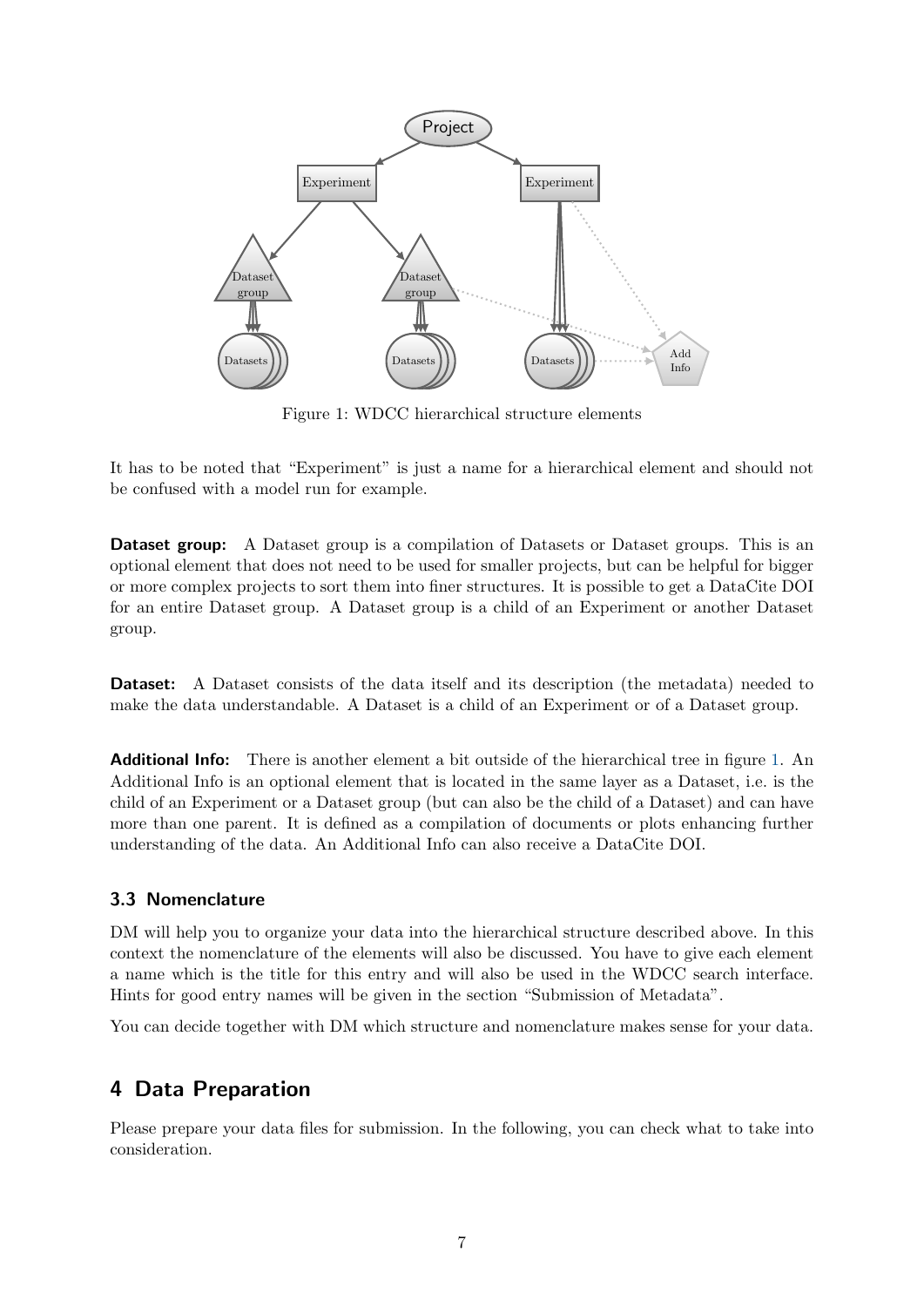Figure 1: WDCC hierarchical structure elements

It has to be noted that "Experiment" is just a name for a hierarchical element and should not be confused with a model run for example.

**Dataset group:** A Dataset group is a compilation of Datasets or Dataset groups. This is an optional element that does not need to be used for smaller projects, but can be helpful for bigger or more complex projects to sort them into finer structures. It is possible to get a DataCite DOI for an entire Dataset group. A Dataset group is a child of an Experiment or another Dataset group.

**Dataset:** A Dataset consists of the data itself and its description (the metadata) needed to make the data understandable. A Dataset is a child of an Experiment or of a Dataset group.

**Additional Info:** There is another element a bit outside of the hierarchical tree in figure 1. An Additional Info is an optional element that is located in the same layer as a Dataset, i.e. is the child of an Experiment or a Dataset group (but can also be the child of a Dataset) and can have more than one parent. It is defined as a compilation of documents or plots enhancing further understanding of the data. An Additional Info can also receive a DataCite DOI.

### 3.3 Nomenclature

DM will help you to organize your data into the hierarchical structure described above. In this context the nomenclature of the elements will also be discussed. You have to give each element a name which is the title for this entry and will also be used in the WDCC search interface. Hints for good entry names will be given in the section "Submission of Metadata".

You can decide together with DM which structure and nomenclature makes sense for your data.

## 4 Data Preparation

Please prepare your data files for submission. In the following, you can check what to take into consideration.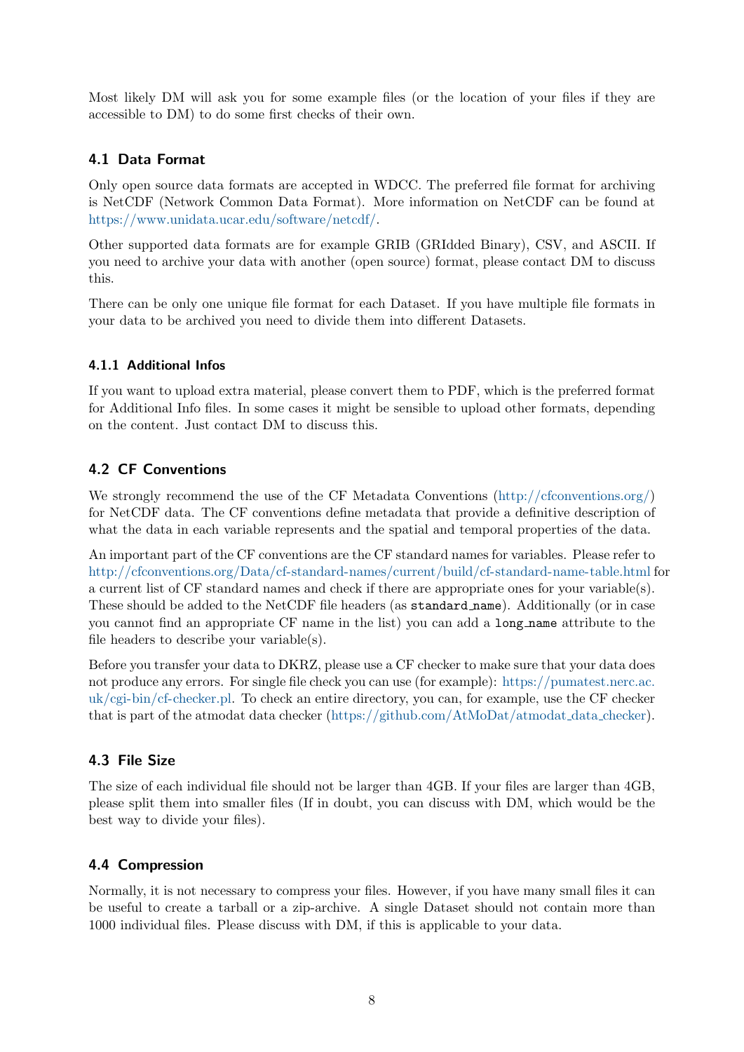Most likely DM will ask you for some example files (or the location of your files if they are accessible to DM) to do some first checks of their own.

## 4.1 Data Format

Only open source data formats are accepted in WDCC. The preferred file format for archiving is NetCDF (Network Common Data Format). More information on NetCDF can be found at https://www.unidata.ucar.edu/software/netcdf/.

Other supported data formats are for example GRIB (GRIdded Binary), CSV, and ASCII. If you need to archive your data with another (open source) format, please contact DM to discuss this.

There can be only one unique file format for each Dataset. If you have multiple file formats in your data to be archived you need to divide them into different Datasets.

### 4.1.1 Additional Infos

If you want to upload extra material, please convert them to PDF, which is the preferred format for Additional Info files. In some cases it might be sensible to upload other formats, depending on the content. Just contact DM to discuss this.

## 4.2 CF Conventions

We strongly recommend the use of the CF Metadata Conventions (http://cfconventions.org/) for NetCDF data. The CF conventions define metadata that provide a definitive description of what the data in each variable represents and the spatial and temporal properties of the data.

An important part of the CF conventions are the CF standard names for variables. Please refer to http://cfconventions.org/Data/cf-standard-names/current/build/cf-standard-name-table.html for a current list of CF standard names and check if there are appropriate ones for your variable(s). These should be added to the NetCDF file headers (as `standard_name`). Additionally (or in case you cannot find an appropriate CF name in the list) you can add a `long_name` attribute to the file headers to describe your variable(s).

Before you transfer your data to DKRZ, please use a CF checker to make sure that your data does not produce any errors. For single file check you can use (for example): https://pumatest.nerc.ac.uk/cgi-bin/cf-checker.pl. To check an entire directory, you can, for example, use the CF checker that is part of the atmodat data checker (https://github.com/AtMoDat/atmodat_data_checker).

## 4.3 File Size

The size of each individual file should not be larger than 4GB. If your files are larger than 4GB, please split them into smaller files (If in doubt, you can discuss with DM, which would be the best way to divide your files).

## 4.4 Compression

Normally, it is not necessary to compress your files. However, if you have many small files it can be useful to create a tarball or a zip-archive. A single Dataset should not contain more than 1000 individual files. Please discuss with DM, if this is applicable to your data.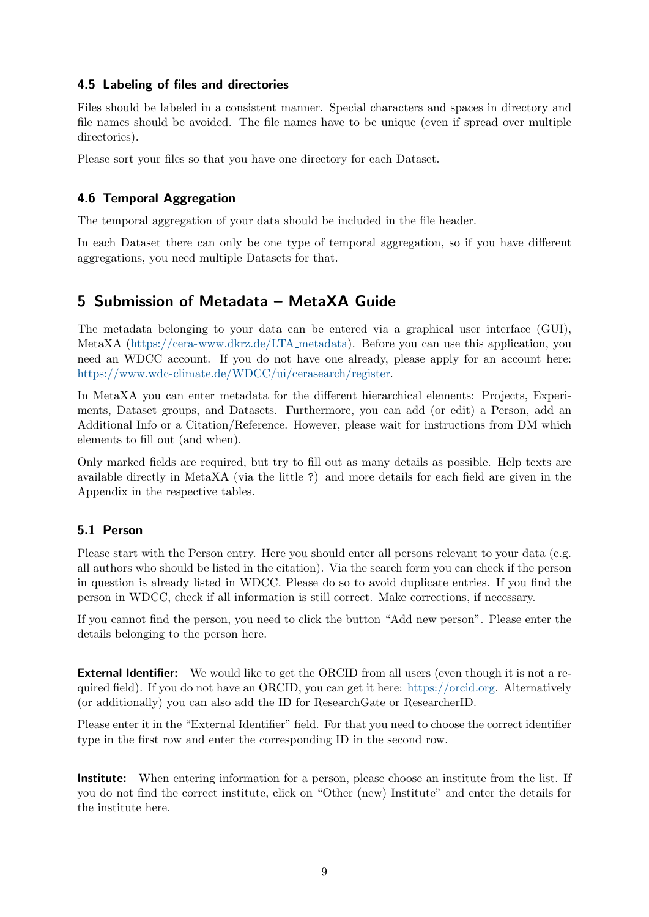### 4.5 Labeling of files and directories

Files should be labeled in a consistent manner. Special characters and spaces in directory and file names should be avoided. The file names have to be unique (even if spread over multiple directories).

Please sort your files so that you have one directory for each Dataset.

### 4.6 Temporal Aggregation

The temporal aggregation of your data should be included in the file header.

In each Dataset there can only be one type of temporal aggregation, so if you have different aggregations, you need multiple Datasets for that.

## 5 Submission of Metadata – MetaXA Guide

The metadata belonging to your data can be entered via a graphical user interface (GUI), MetaXA (https://cera-www.dkrz.de/LTA_metadata). Before you can use this application, you need an WDCC account. If you do not have one already, please apply for an account here: https://www.wdc-climate.de/WDCC/ui/cerasearch/register.

In MetaXA you can enter metadata for the different hierarchical elements: Projects, Experiments, Dataset groups, and Datasets. Furthermore, you can add (or edit) a Person, add an Additional Info or a Citation/Reference. However, please wait for instructions from DM which elements to fill out (and when).

Only marked fields are required, but try to fill out as many details as possible. Help texts are available directly in MetaXA (via the little `?`) and more details for each field are given in the Appendix in the respective tables.

### 5.1 Person

Please start with the Person entry. Here you should enter all persons relevant to your data (e.g. all authors who should be listed in the citation). Via the search form you can check if the person in question is already listed in WDCC. Please do so to avoid duplicate entries. If you find the person in WDCC, check if all information is still correct. Make corrections, if necessary.

If you cannot find the person, you need to click the button "Add new person". Please enter the details belonging to the person here.

**External Identifier:** We would like to get the ORCID from all users (even though it is not a required field). If you do not have an ORCID, you can get it here: https://orcid.org. Alternatively (or additionally) you can also add the ID for ResearchGate or ResearcherID.

Please enter it in the "External Identifier" field. For that you need to choose the correct identifier type in the first row and enter the corresponding ID in the second row.

**Institute:** When entering information for a person, please choose an institute from the list. If you do not find the correct institute, click on "Other (new) Institute" and enter the details for the institute here.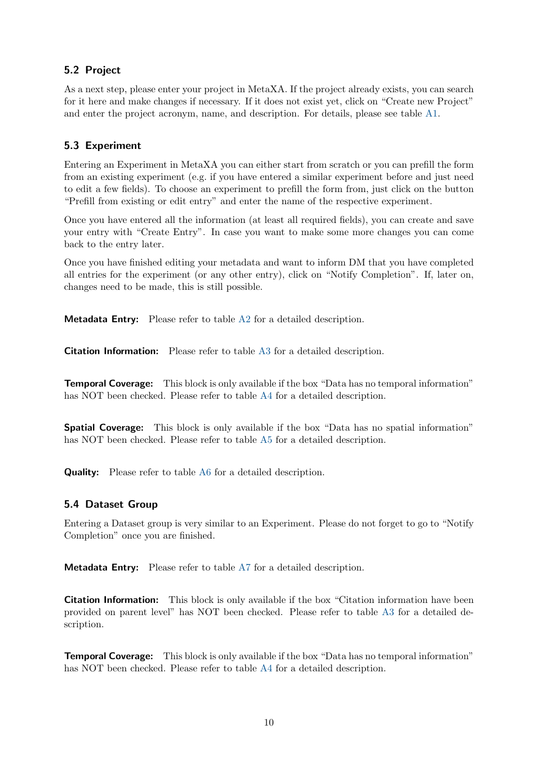## 5.2 Project

As a next step, please enter your project in MetaXA. If the project already exists, you can search for it here and make changes if necessary. If it does not exist yet, click on "Create new Project" and enter the project acronym, name, and description. For details, please see table A1.

## 5.3 Experiment

Entering an Experiment in MetaXA you can either start from scratch or you can prefill the form from an existing experiment (e.g. if you have entered a similar experiment before and just need to edit a few fields). To choose an experiment to prefill the form from, just click on the button "Prefill from existing or edit entry" and enter the name of the respective experiment.

Once you have entered all the information (at least all required fields), you can create and save your entry with "Create Entry". In case you want to make some more changes you can come back to the entry later.

Once you have finished editing your metadata and want to inform DM that you have completed all entries for the experiment (or any other entry), click on "Notify Completion". If, later on, changes need to be made, this is still possible.

**Metadata Entry:** Please refer to table A2 for a detailed description.

**Citation Information:** Please refer to table A3 for a detailed description.

**Temporal Coverage:** This block is only available if the box "Data has no temporal information" has NOT been checked. Please refer to table A4 for a detailed description.

**Spatial Coverage:** This block is only available if the box "Data has no spatial information" has NOT been checked. Please refer to table A5 for a detailed description.

**Quality:** Please refer to table A6 for a detailed description.

## 5.4 Dataset Group

Entering a Dataset group is very similar to an Experiment. Please do not forget to go to "Notify Completion" once you are finished.

**Metadata Entry:** Please refer to table A7 for a detailed description.

**Citation Information:** This block is only available if the box "Citation information have been provided on parent level" has NOT been checked. Please refer to table A3 for a detailed description.

**Temporal Coverage:** This block is only available if the box "Data has no temporal information" has NOT been checked. Please refer to table A4 for a detailed description.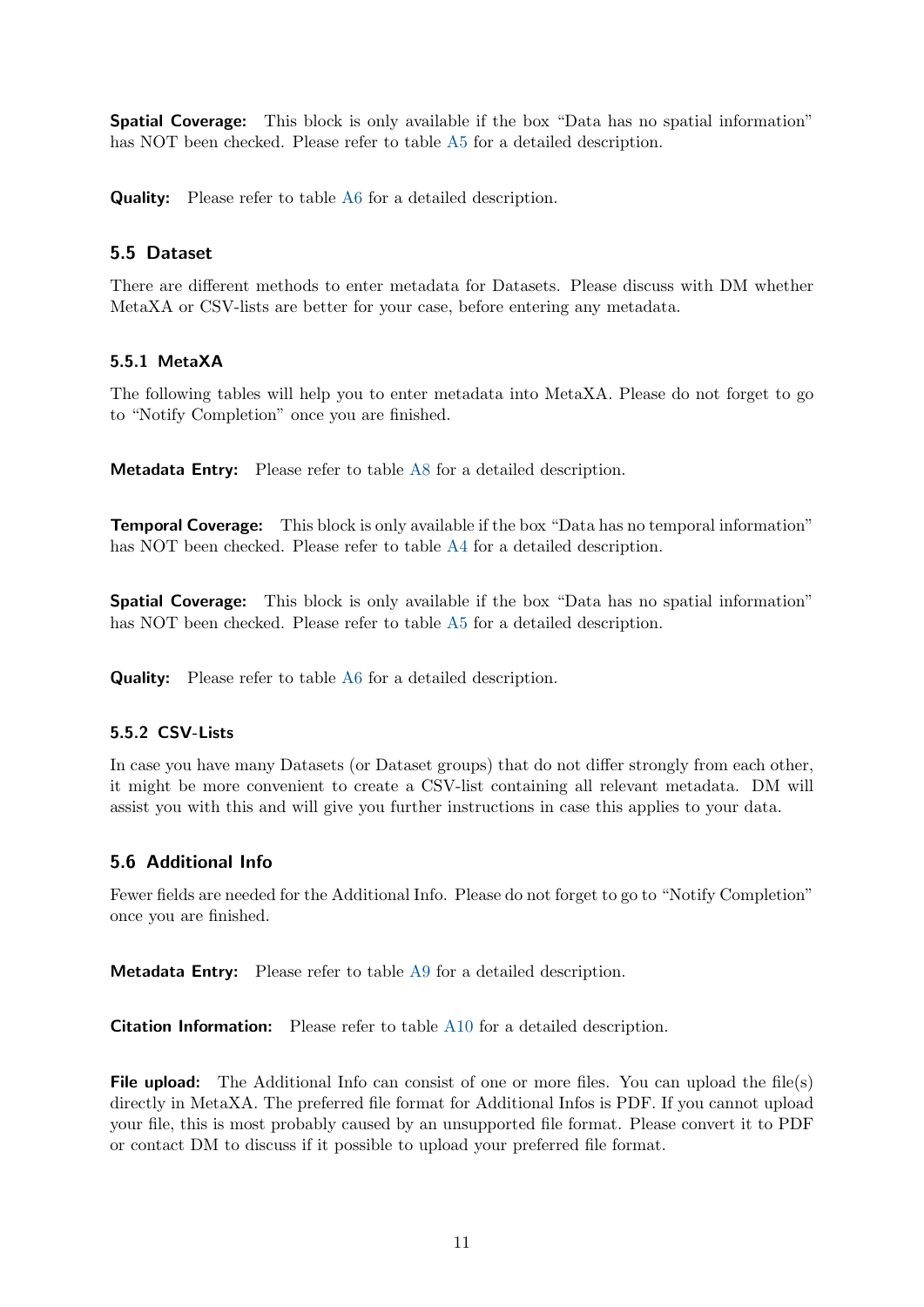**Spatial Coverage:** This block is only available if the box “Data has no spatial information” has NOT been checked. Please refer to table A5 for a detailed description.

**Quality:** Please refer to table A6 for a detailed description.

## 5.5 Dataset

There are different methods to enter metadata for Datasets. Please discuss with DM whether MetaXA or CSV-lists are better for your case, before entering any metadata.

### 5.5.1 MetaXA

The following tables will help you to enter metadata into MetaXA. Please do not forget to go to “Notify Completion” once you are finished.

**Metadata Entry:** Please refer to table A8 for a detailed description.

**Temporal Coverage:** This block is only available if the box “Data has no temporal information” has NOT been checked. Please refer to table A4 for a detailed description.

**Spatial Coverage:** This block is only available if the box “Data has no spatial information” has NOT been checked. Please refer to table A5 for a detailed description.

**Quality:** Please refer to table A6 for a detailed description.

### 5.5.2 CSV-Lists

In case you have many Datasets (or Dataset groups) that do not differ strongly from each other, it might be more convenient to create a CSV-list containing all relevant metadata. DM will assist you with this and will give you further instructions in case this applies to your data.

## 5.6 Additional Info

Fewer fields are needed for the Additional Info. Please do not forget to go to “Notify Completion” once you are finished.

**Metadata Entry:** Please refer to table A9 for a detailed description.

**Citation Information:** Please refer to table A10 for a detailed description.

**File upload:** The Additional Info can consist of one or more files. You can upload the file(s) directly in MetaXA. The preferred file format for Additional Infos is PDF. If you cannot upload your file, this is most probably caused by an unsupported file format. Please convert it to PDF or contact DM to discuss if it possible to upload your preferred file format.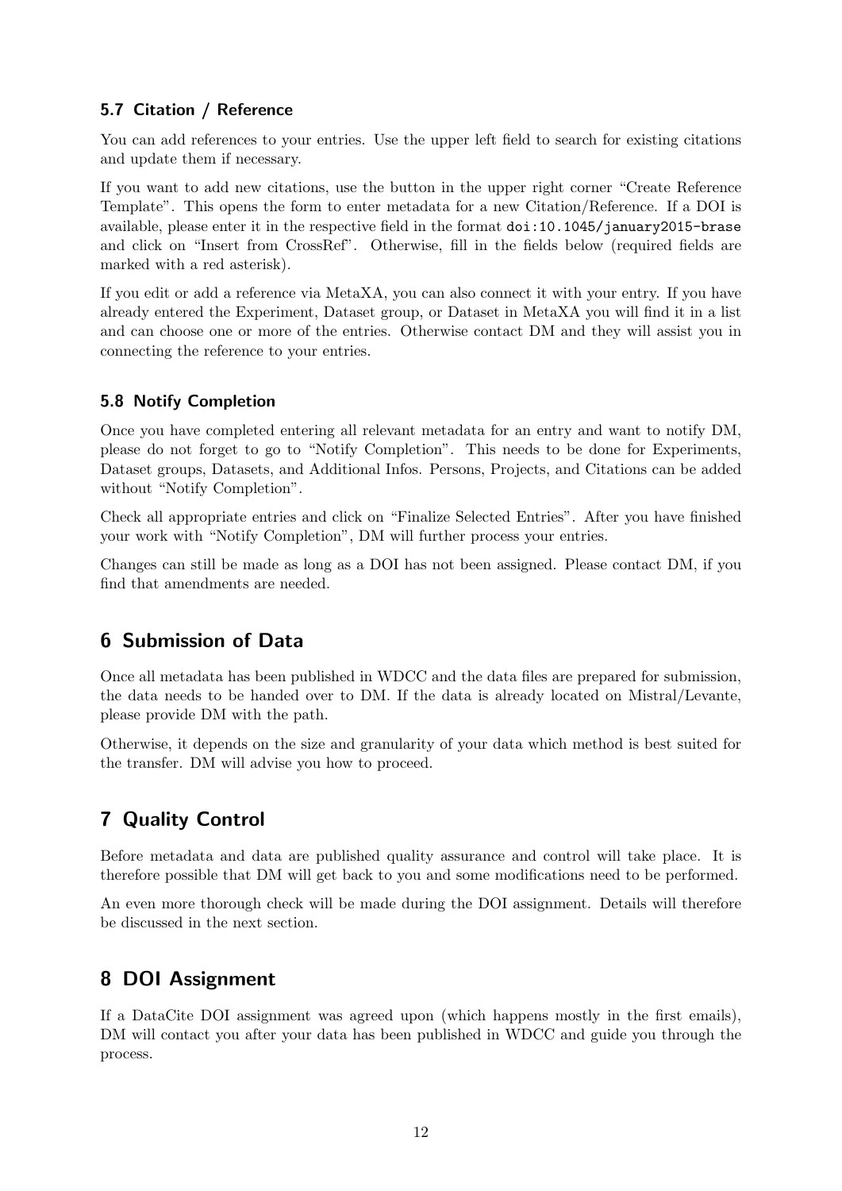### 5.7 Citation / Reference

You can add references to your entries. Use the upper left field to search for existing citations and update them if necessary.

If you want to add new citations, use the button in the upper right corner "Create Reference Template". This opens the form to enter metadata for a new Citation/Reference. If a DOI is available, please enter it in the respective field in the format `doi:10.1045/january2015-brase` and click on "Insert from CrossRef". Otherwise, fill in the fields below (required fields are marked with a red asterisk).

If you edit or add a reference via MetaXA, you can also connect it with your entry. If you have already entered the Experiment, Dataset group, or Dataset in MetaXA you will find it in a list and can choose one or more of the entries. Otherwise contact DM and they will assist you in connecting the reference to your entries.

### 5.8 Notify Completion

Once you have completed entering all relevant metadata for an entry and want to notify DM, please do not forget to go to "Notify Completion". This needs to be done for Experiments, Dataset groups, Datasets, and Additional Infos. Persons, Projects, and Citations can be added without "Notify Completion".

Check all appropriate entries and click on "Finalize Selected Entries". After you have finished your work with "Notify Completion", DM will further process your entries.

Changes can still be made as long as a DOI has not been assigned. Please contact DM, if you find that amendments are needed.

## 6 Submission of Data

Once all metadata has been published in WDCC and the data files are prepared for submission, the data needs to be handed over to DM. If the data is already located on Mistral/Levante, please provide DM with the path.

Otherwise, it depends on the size and granularity of your data which method is best suited for the transfer. DM will advise you how to proceed.

## 7 Quality Control

Before metadata and data are published quality assurance and control will take place. It is therefore possible that DM will get back to you and some modifications need to be performed.

An even more thorough check will be made during the DOI assignment. Details will therefore be discussed in the next section.

## 8 DOI Assignment

If a DataCite DOI assignment was agreed upon (which happens mostly in the first emails), DM will contact you after your data has been published in WDCC and guide you through the process.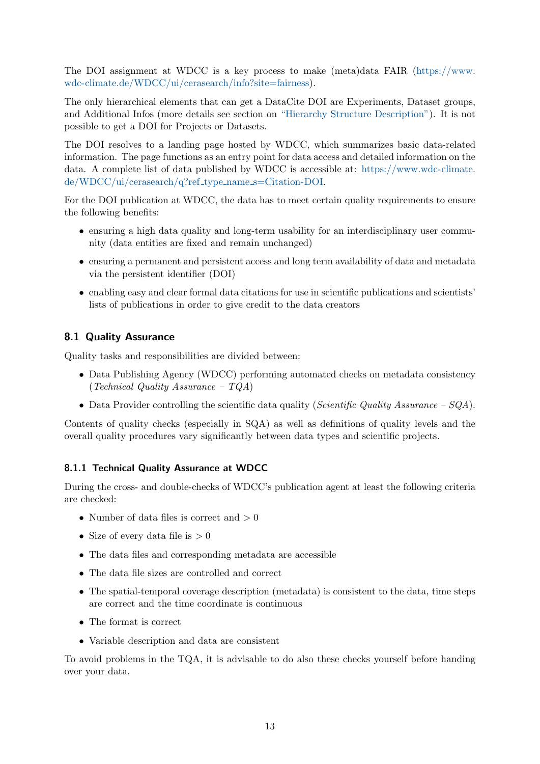The DOI assignment at WDCC is a key process to make (meta)data FAIR (https://www.wdc-climate.de/WDCC/ui/cerasearch/info?site=fairness).

The only hierarchical elements that can get a DataCite DOI are Experiments, Dataset groups, and Additional Infos (more details see section on "Hierarchy Structure Description"). It is not possible to get a DOI for Projects or Datasets.

The DOI resolves to a landing page hosted by WDCC, which summarizes basic data-related information. The page functions as an entry point for data access and detailed information on the data. A complete list of data published by WDCC is accessible at: https://www.wdc-climate.de/WDCC/ui/cerasearch/q?ref_type_name_s=Citation-DOI.

For the DOI publication at WDCC, the data has to meet certain quality requirements to ensure the following benefits:

- ensuring a high data quality and long-term usability for an interdisciplinary user community (data entities are fixed and remain unchanged)
- ensuring a permanent and persistent access and long term availability of data and metadata via the persistent identifier (DOI)
- enabling easy and clear formal data citations for use in scientific publications and scientists' lists of publications in order to give credit to the data creators

## 8.1 Quality Assurance

Quality tasks and responsibilities are divided between:

- Data Publishing Agency (WDCC) performing automated checks on metadata consistency (*Technical Quality Assurance – TQA*)
- Data Provider controlling the scientific data quality (*Scientific Quality Assurance – SQA*).

Contents of quality checks (especially in SQA) as well as definitions of quality levels and the overall quality procedures vary significantly between data types and scientific projects.

### 8.1.1 Technical Quality Assurance at WDCC

During the cross- and double-checks of WDCC's publication agent at least the following criteria are checked:

- Number of data files is correct and $> 0$
- Size of every data file is $> 0$
- The data files and corresponding metadata are accessible
- The data file sizes are controlled and correct
- The spatial-temporal coverage description (metadata) is consistent to the data, time steps are correct and the time coordinate is continuous
- The format is correct
- Variable description and data are consistent

To avoid problems in the TQA, it is advisable to do also these checks yourself before handing over your data.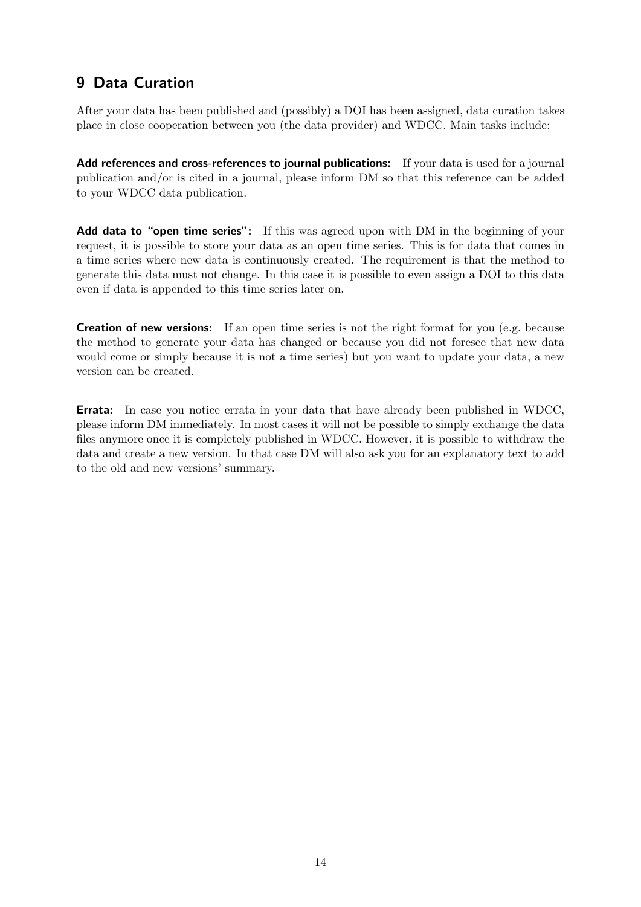## 9 Data Curation

After your data has been published and (possibly) a DOI has been assigned, data curation takes place in close cooperation between you (the data provider) and WDCC. Main tasks include:

**Add references and cross-references to journal publications:** If your data is used for a journal publication and/or is cited in a journal, please inform DM so that this reference can be added to your WDCC data publication.

**Add data to "open time series":** If this was agreed upon with DM in the beginning of your request, it is possible to store your data as an open time series. This is for data that comes in a time series where new data is continuously created. The requirement is that the method to generate this data must not change. In this case it is possible to even assign a DOI to this data even if data is appended to this time series later on.

**Creation of new versions:** If an open time series is not the right format for you (e.g. because the method to generate your data has changed or because you did not foresee that new data would come or simply because it is not a time series) but you want to update your data, a new version can be created.

**Errata:** In case you notice errata in your data that have already been published in WDCC, please inform DM immediately. In most cases it will not be possible to simply exchange the data files anymore once it is completely published in WDCC. However, it is possible to withdraw the data and create a new version. In that case DM will also ask you for an explanatory text to add to the old and new versions' summary.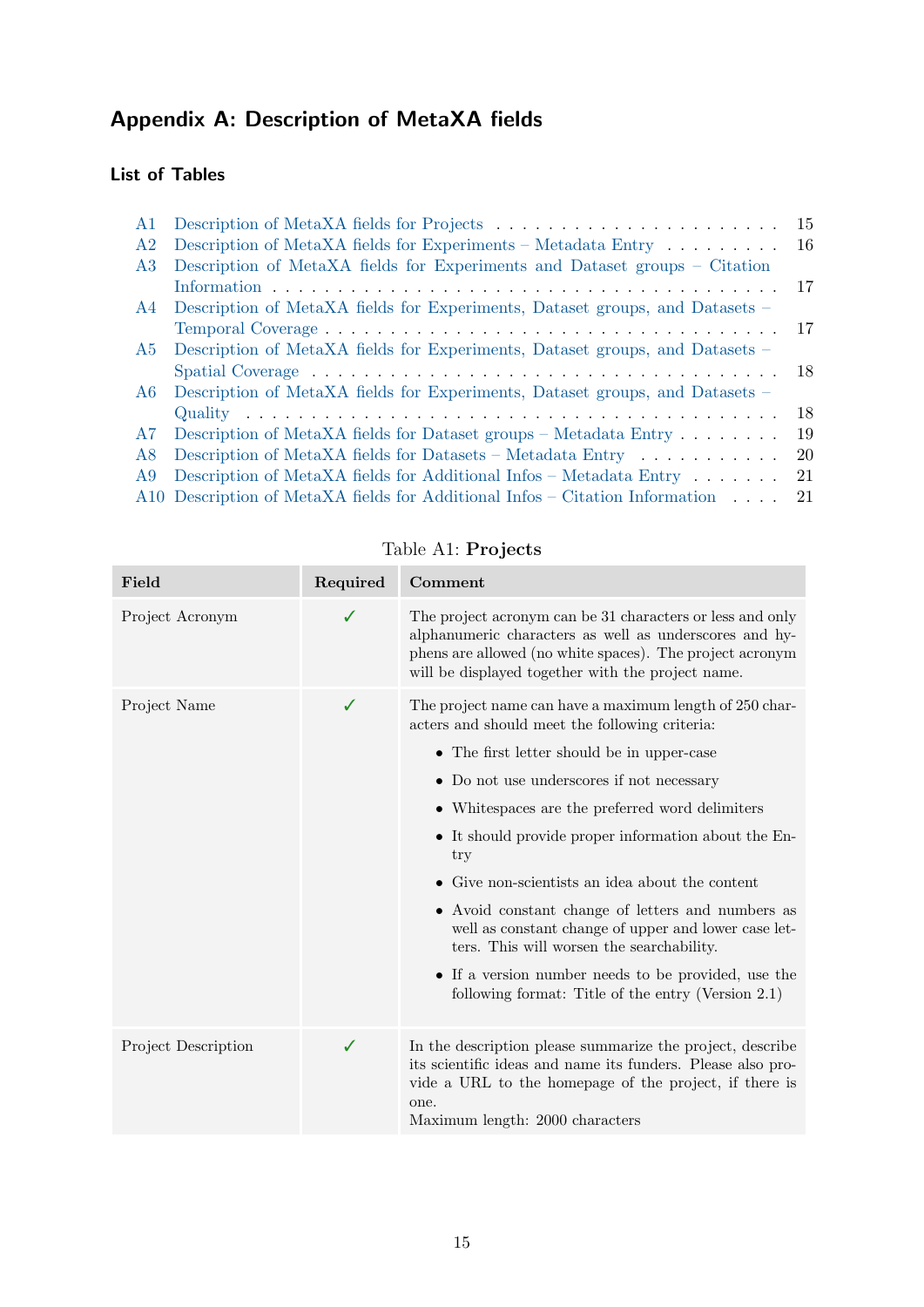## Appendix A: Description of MetaXA fields

### List of Tables

| | | |
|---|---|---|
| A1 | Description of MetaXA fields for Projects | 15 |
| A2 | Description of MetaXA fields for Experiments – Metadata Entry | 16 |
| A3 | Description of MetaXA fields for Experiments and Dataset groups – Citation Information | 17 |
| A4 | Description of MetaXA fields for Experiments, Dataset groups, and Datasets – Temporal Coverage | 17 |
| A5 | Description of MetaXA fields for Experiments, Dataset groups, and Datasets – Spatial Coverage | 18 |
| A6 | Description of MetaXA fields for Experiments, Dataset groups, and Datasets – Quality | 18 |
| A7 | Description of MetaXA fields for Dataset groups – Metadata Entry | 19 |
| A8 | Description of MetaXA fields for Datasets – Metadata Entry | 20 |
| A9 | Description of MetaXA fields for Additional Infos – Metadata Entry | 21 |
| A10 | Description of MetaXA fields for Additional Infos – Citation Information | 21 |

Table A1: **Projects**

| Field | Required | Comment |
|---|---|---|
| Project Acronym | ✓ | The project acronym can be 31 characters or less and only alphanumeric characters as well as underscores and hyphens are allowed (no white spaces). The project acronym will be displayed together with the project name. |
| Project Name | ✓ | The project name can have a maximum length of 250 characters and should meet the following criteria:<br>• The first letter should be in upper-case<br>• Do not use underscores if not necessary<br>• Whitespaces are the preferred word delimiters<br>• It should provide proper information about the Entry<br>• Give non-scientists an idea about the content<br>• Avoid constant change of letters and numbers as well as constant change of upper and lower case letters. This will worsen the searchability.<br>• If a version number needs to be provided, use the following format: Title of the entry (Version 2.1) |
| Project Description | ✓ | In the description please summarize the project, describe its scientific ideas and name its funders. Please also provide a URL to the homepage of the project, if there is one.<br>Maximum length: 2000 characters |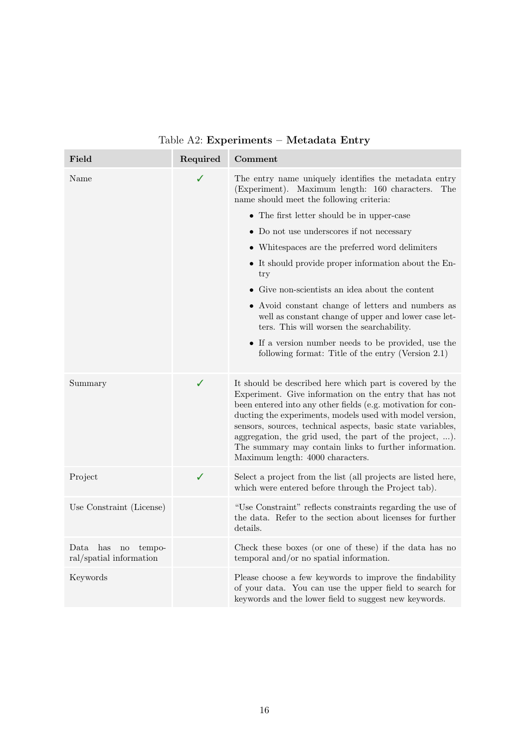Table A2: **Experiments – Metadata Entry**

| Field | Required | Comment |
|---|---|---|
| Name | ✓ | The entry name uniquely identifies the metadata entry (Experiment). Maximum length: 160 characters. The name should meet the following criteria: <br>• The first letter should be in upper-case <br>• Do not use underscores if not necessary <br>• Whitespaces are the preferred word delimiters <br>• It should provide proper information about the Entry <br>• Give non-scientists an idea about the content <br>• Avoid constant change of letters and numbers as well as constant change of upper and lower case letters. This will worsen the searchability. <br>• If a version number needs to be provided, use the following format: Title of the entry (Version 2.1) |
| Summary | ✓ | It should be described here which part is covered by the Experiment. Give information on the entry that has not been entered into any other fields (e.g. motivation for conducting the experiments, models used with model version, sensors, sources, technical aspects, basic state variables, aggregation, the grid used, the part of the project, ...). The summary may contain links to further information. Maximum length: 4000 characters. |
| Project | ✓ | Select a project from the list (all projects are listed here, which were entered before through the Project tab). |
| Use Constraint (License) | | "Use Constraint" reflects constraints regarding the use of the data. Refer to the section about licenses for further details. |
| Data has no temporal/spatial information | | Check these boxes (or one of these) if the data has no temporal and/or no spatial information. |
| Keywords | | Please choose a few keywords to improve the findability of your data. You can use the upper field to search for keywords and the lower field to suggest new keywords. |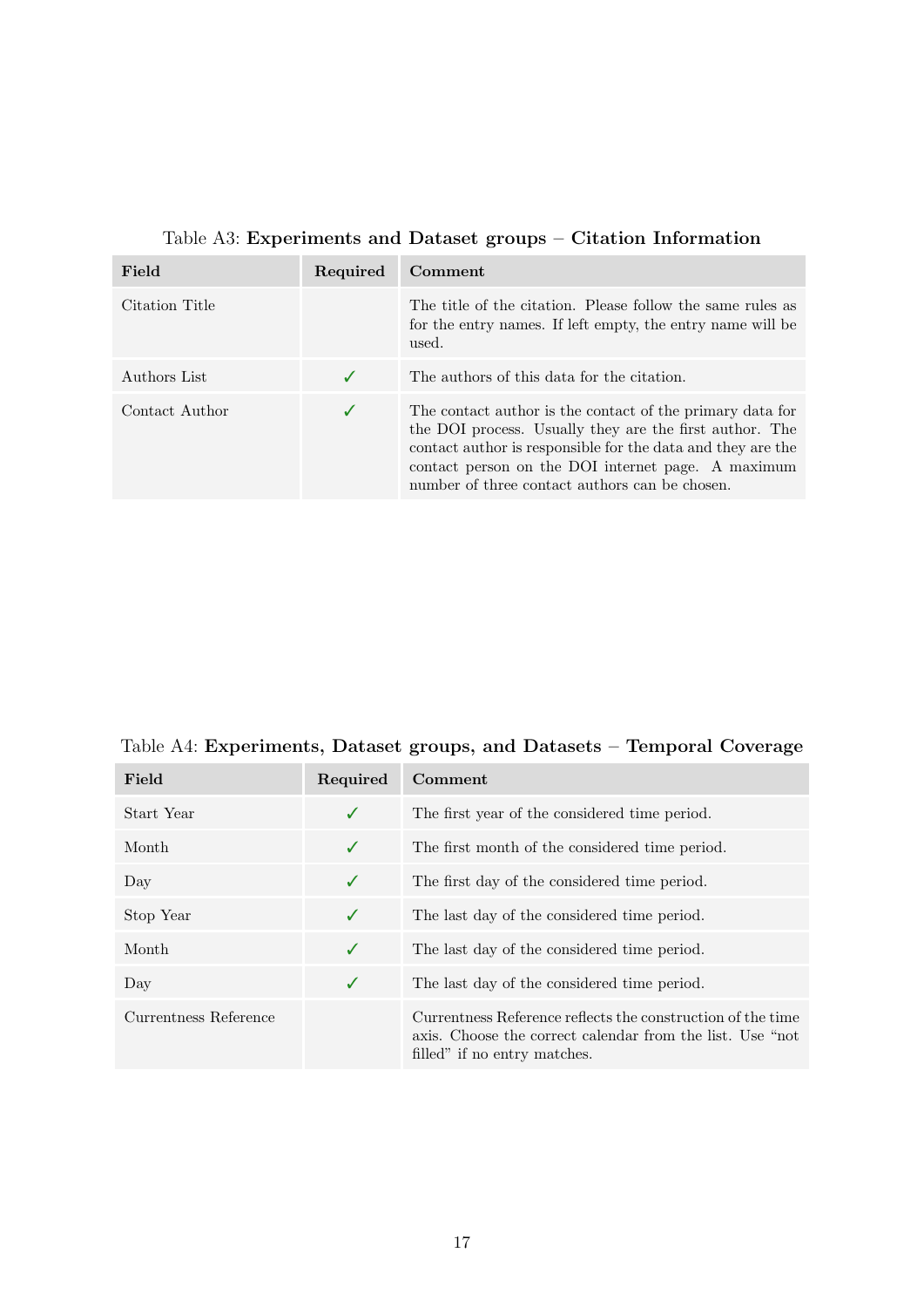Table A3: **Experiments and Dataset groups – Citation Information**

| Field | Required | Comment |
|---|---|---|
| Citation Title | | The title of the citation. Please follow the same rules as for the entry names. If left empty, the entry name will be used. |
| Authors List | ✓ | The authors of this data for the citation. |
| Contact Author | ✓ | The contact author is the contact of the primary data for the DOI process. Usually they are the first author. The contact author is responsible for the data and they are the contact person on the DOI internet page. A maximum number of three contact authors can be chosen. |

Table A4: **Experiments, Dataset groups, and Datasets – Temporal Coverage**

| Field | Required | Comment |
|---|---|---|
| Start Year | ✓ | The first year of the considered time period. |
| Month | ✓ | The first month of the considered time period. |
| Day | ✓ | The first day of the considered time period. |
| Stop Year | ✓ | The last day of the considered time period. |
| Month | ✓ | The last day of the considered time period. |
| Day | ✓ | The last day of the considered time period. |
| Currentness Reference | | Currentness Reference reflects the construction of the time axis. Choose the correct calendar from the list. Use "not filled" if no entry matches. |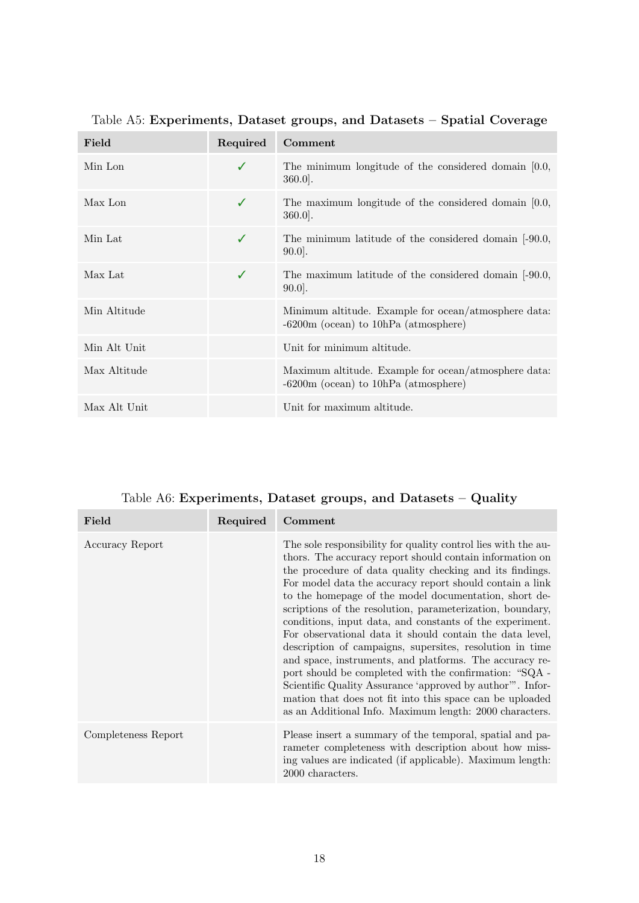Table A5: **Experiments, Dataset groups, and Datasets – Spatial Coverage**

| Field | Required | Comment |
|---|---|---|
| Min Lon | ✓ | The minimum longitude of the considered domain [0.0, 360.0]. |
| Max Lon | ✓ | The maximum longitude of the considered domain [0.0, 360.0]. |
| Min Lat | ✓ | The minimum latitude of the considered domain [-90.0, 90.0]. |
| Max Lat | ✓ | The maximum latitude of the considered domain [-90.0, 90.0]. |
| Min Altitude | | Minimum altitude. Example for ocean/atmosphere data: -6200m (ocean) to 10hPa (atmosphere) |
| Min Alt Unit | | Unit for minimum altitude. |
| Max Altitude | | Maximum altitude. Example for ocean/atmosphere data: -6200m (ocean) to 10hPa (atmosphere) |
| Max Alt Unit | | Unit for maximum altitude. |

Table A6: **Experiments, Dataset groups, and Datasets – Quality**

| Field | Required | Comment |
|---|---|---|
| Accuracy Report | | The sole responsibility for quality control lies with the authors. The accuracy report should contain information on the procedure of data quality checking and its findings. For model data the accuracy report should contain a link to the homepage of the model documentation, short descriptions of the resolution, parameterization, boundary, conditions, input data, and constants of the experiment. For observational data it should contain the data level, description of campaigns, supersites, resolution in time and space, instruments, and platforms. The accuracy report should be completed with the confirmation: "SQA - Scientific Quality Assurance 'approved by author'". Information that does not fit into this space can be uploaded as an Additional Info. Maximum length: 2000 characters. |
| Completeness Report | | Please insert a summary of the temporal, spatial and parameter completeness with description about how missing values are indicated (if applicable). Maximum length: 2000 characters. |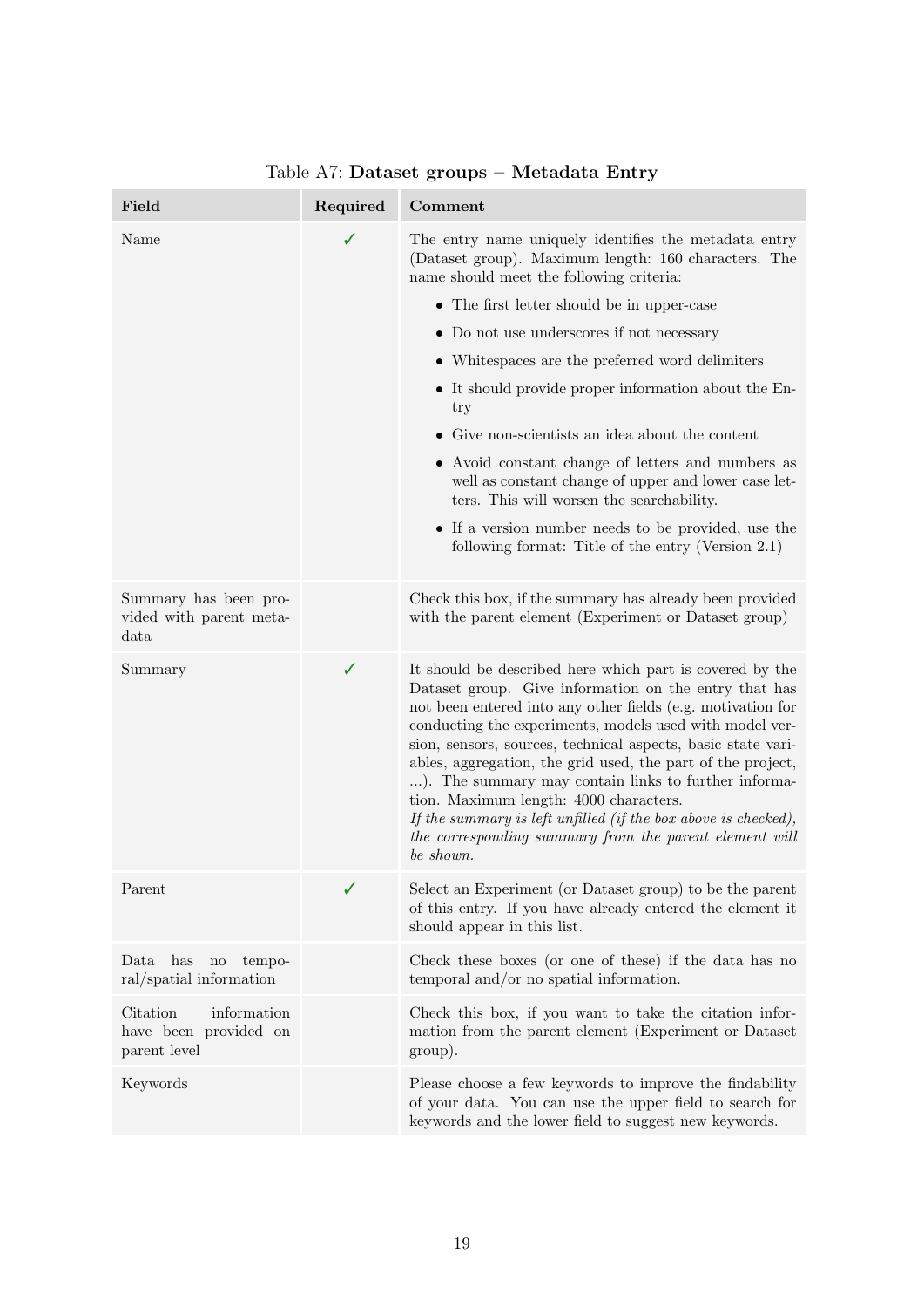Table A7: **Dataset groups – Metadata Entry**

| **Field** | **Required** | **Comment** |
|---|---|---|
| Name | ✓ | The entry name uniquely identifies the metadata entry (Dataset group). Maximum length: 160 characters. The name should meet the following criteria: <br>• The first letter should be in upper-case <br>• Do not use underscores if not necessary <br>• Whitespaces are the preferred word delimiters <br>• It should provide proper information about the Entry <br>• Give non-scientists an idea about the content <br>• Avoid constant change of letters and numbers as well as constant change of upper and lower case letters. This will worsen the searchability. <br>• If a version number needs to be provided, use the following format: Title of the entry (Version 2.1) |
| Summary has been provided with parent metadata | | Check this box, if the summary has already been provided with the parent element (Experiment or Dataset group) |
| Summary | ✓ | It should be described here which part is covered by the Dataset group. Give information on the entry that has not been entered into any other fields (e.g. motivation for conducting the experiments, models used with model version, sensors, sources, technical aspects, basic state variables, aggregation, the grid used, the part of the project, ...). The summary may contain links to further information. Maximum length: 4000 characters. <br>*If the summary is left unfilled (if the box above is checked), the corresponding summary from the parent element will be shown.* |
| Parent | ✓ | Select an Experiment (or Dataset group) to be the parent of this entry. If you have already entered the element it should appear in this list. |
| Data has no temporal/spatial information | | Check these boxes (or one of these) if the data has no temporal and/or no spatial information. |
| Citation information have been provided on parent level | | Check this box, if you want to take the citation information from the parent element (Experiment or Dataset group). |
| Keywords | | Please choose a few keywords to improve the findability of your data. You can use the upper field to search for keywords and the lower field to suggest new keywords. |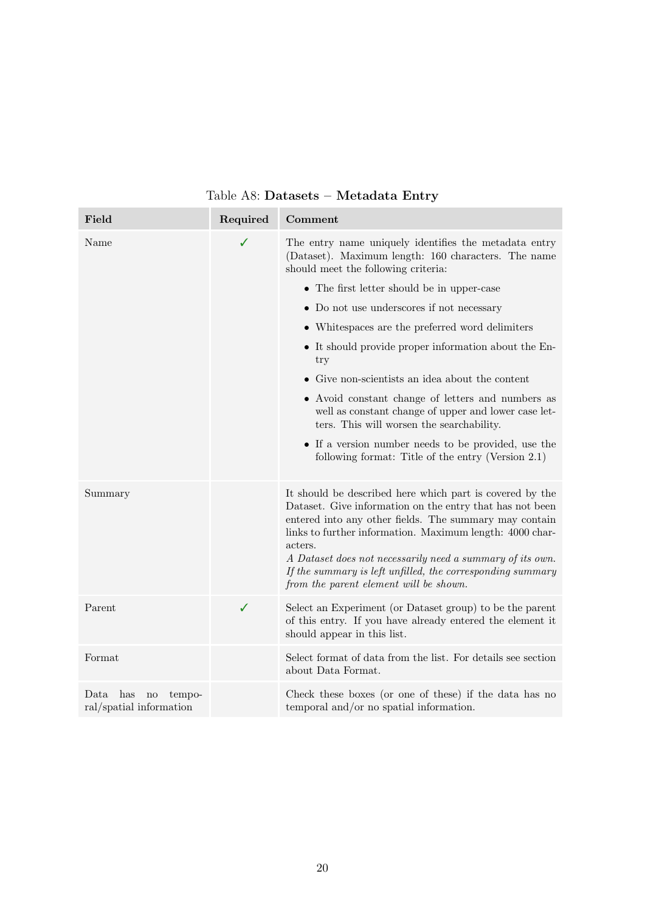Table A8: **Datasets – Metadata Entry**

| Field | Required | Comment |
|---|---|---|
| Name | ✓ | The entry name uniquely identifies the metadata entry (Dataset). Maximum length: 160 characters. The name should meet the following criteria: <br>• The first letter should be in upper-case <br>• Do not use underscores if not necessary <br>• Whitespaces are the preferred word delimiters <br>• It should provide proper information about the Entry <br>• Give non-scientists an idea about the content <br>• Avoid constant change of letters and numbers as well as constant change of upper and lower case letters. This will worsen the searchability. <br>• If a version number needs to be provided, use the following format: Title of the entry (Version 2.1) |
| Summary | | It should be described here which part is covered by the Dataset. Give information on the entry that has not been entered into any other fields. The summary may contain links to further information. Maximum length: 4000 characters. <br>*A Dataset does not necessarily need a summary of its own. If the summary is left unfilled, the corresponding summary from the parent element will be shown.* |
| Parent | ✓ | Select an Experiment (or Dataset group) to be the parent of this entry. If you have already entered the element it should appear in this list. |
| Format | | Select format of data from the list. For details see section about Data Format. |
| Data has no temporal/spatial information | | Check these boxes (or one of these) if the data has no temporal and/or no spatial information. |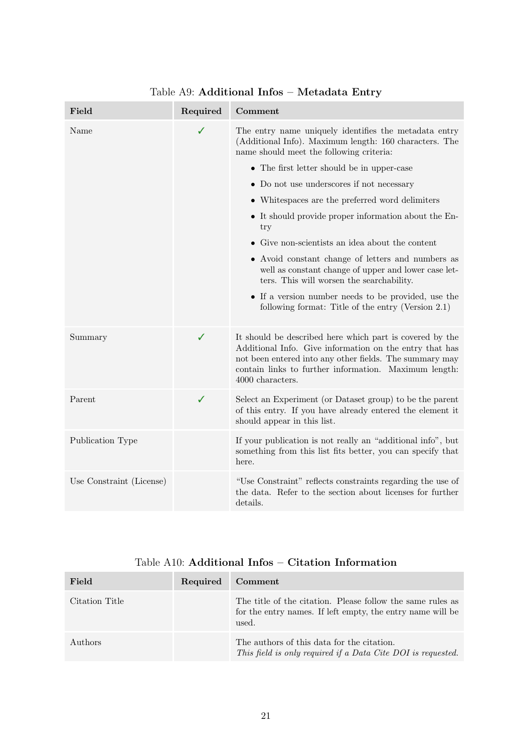Table A9: **Additional Infos – Metadata Entry**

| Field | Required | Comment |
|---|---|---|
| Name | ✓ | The entry name uniquely identifies the metadata entry (Additional Info). Maximum length: 160 characters. The name should meet the following criteria: <br>• The first letter should be in upper-case <br>• Do not use underscores if not necessary <br>• Whitespaces are the preferred word delimiters <br>• It should provide proper information about the Entry <br>• Give non-scientists an idea about the content <br>• Avoid constant change of letters and numbers as well as constant change of upper and lower case letters. This will worsen the searchability. <br>• If a version number needs to be provided, use the following format: Title of the entry (Version 2.1) |
| Summary | ✓ | It should be described here which part is covered by the Additional Info. Give information on the entry that has not been entered into any other fields. The summary may contain links to further information. Maximum length: 4000 characters. |
| Parent | ✓ | Select an Experiment (or Dataset group) to be the parent of this entry. If you have already entered the element it should appear in this list. |
| Publication Type | | If your publication is not really an "additional info", but something from this list fits better, you can specify that here. |
| Use Constraint (License) | | "Use Constraint" reflects constraints regarding the use of the data. Refer to the section about licenses for further details. |

Table A10: **Additional Infos – Citation Information**

| Field | Required | Comment |
|---|---|---|
| Citation Title | | The title of the citation. Please follow the same rules as for the entry names. If left empty, the entry name will be used. |
| Authors | | The authors of this data for the citation. *This field is only required if a Data Cite DOI is requested.* |